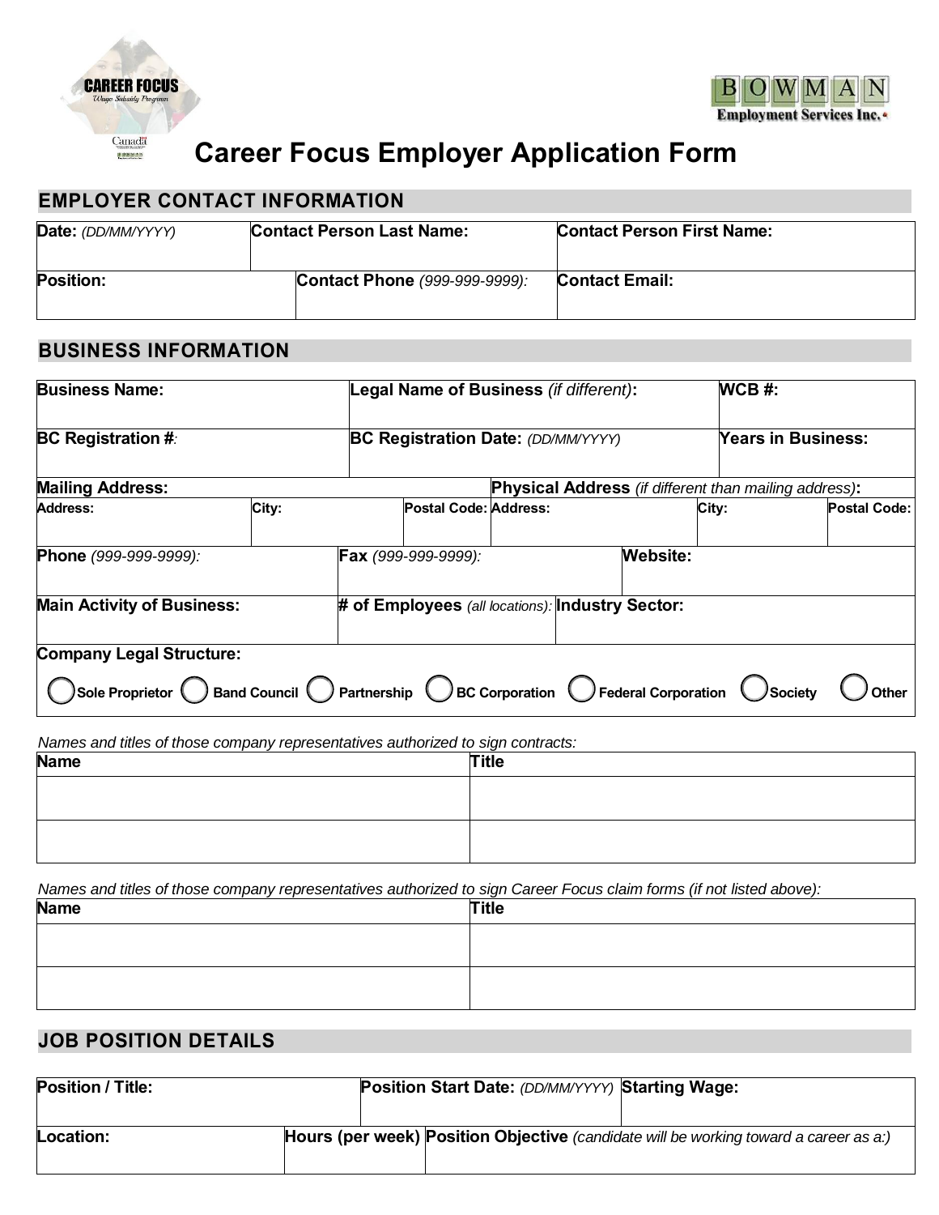# Career Focus Employer Application Form

## EMPLOYER CONTACT INFORMATION

| **Date:** *(DD/MM/YYYY)* | **Contact Person Last Name:** | **Contact Person First Name:** |
|---|---|---|
| **Position:** | **Contact Phone** *(999-999-9999):* | **Contact Email:** |

## BUSINESS INFORMATION

| **Business Name:** | **Legal Name of Business** *(if different)***:** | **WCB #:** |
|---|---|---|
| **BC Registration #***:* | **BC Registration Date:** *(DD/MM/YYYY)* | **Years in Business:** |

| **Mailing Address:** | | | **Physical Address** *(if different than mailing address)***:** | | |
|---|---|---|---|---|---|
| **Address:** | **City:** | **Postal Code:** | **Address:** | **City:** | **Postal Code:** |
| | | | | | |

| **Phone** *(999-999-9999):* | **Fax** *(999-999-9999):* | **Website:** |
|---|---|---|
| **Main Activity of Business:** | **# of Employees** *(all locations):* | **Industry Sector:** |

**Company Legal Structure:**

◯ Sole Proprietor ◯ Band Council ◯ Partnership ◯ BC Corporation ◯ Federal Corporation ◯ Society ◯ Other

*Names and titles of those company representatives authorized to sign contracts:*

| Name | Title |
|---|---|
| | |
| | |

*Names and titles of those company representatives authorized to sign Career Focus claim forms (if not listed above):*

| Name | Title |
|---|---|
| | |
| | |

## JOB POSITION DETAILS

| **Position / Title:** | | **Position Start Date:** *(DD/MM/YYYY)* | **Starting Wage:** |
|---|---|---|---|
| **Location:** | **Hours (per week)** | **Position Objective** *(candidate will be working toward a career as a:)* | |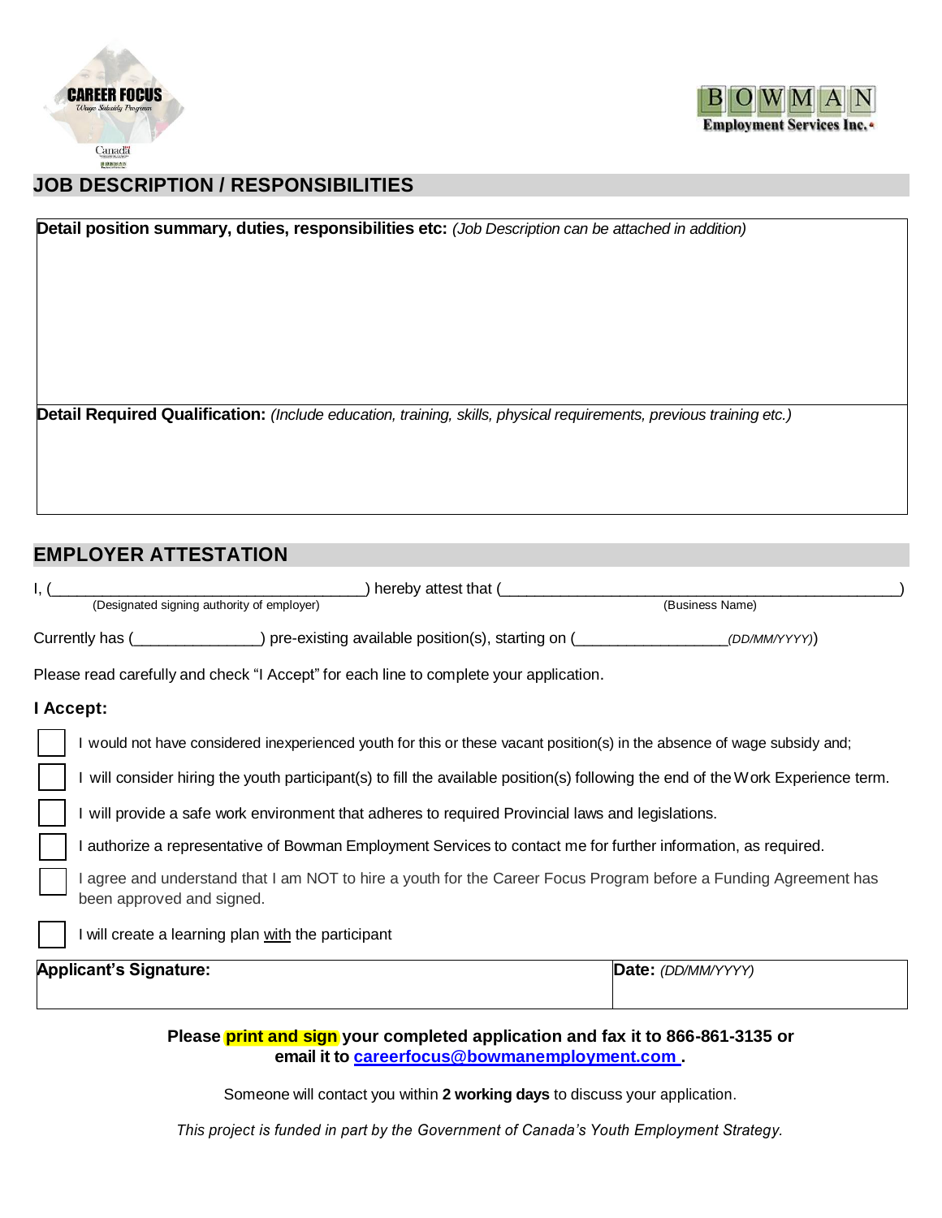## JOB DESCRIPTION / RESPONSIBILITIES

**Detail position summary, duties, responsibilities etc:** *(Job Description can be attached in addition)*

**Detail Required Qualification:** *(Include education, training, skills, physical requirements, previous training etc.)*

## EMPLOYER ATTESTATION

I, (_____________________________________) hereby attest that (______________________________________________)
(Designated signing authority of employer) (Business Name)

Currently has (______________) pre-existing available position(s), starting on (_________________*(DD/MM/YYYY)*)

Please read carefully and check "I Accept" for each line to complete your application.

**I Accept:**

- ☐ I would not have considered inexperienced youth for this or these vacant position(s) in the absence of wage subsidy and;
- ☐ I will consider hiring the youth participant(s) to fill the available position(s) following the end of the Work Experience term.
- ☐ I will provide a safe work environment that adheres to required Provincial laws and legislations.
- ☐ I authorize a representative of Bowman Employment Services to contact me for further information, as required.
- ☐ I agree and understand that I am NOT to hire a youth for the Career Focus Program before a Funding Agreement has been approved and signed.
- ☐ I will create a learning plan with the participant

| **Applicant's Signature:** | **Date:** *(DD/MM/YYYY)* |
|---|---|
| | |

**Please print and sign your completed application and fax it to 866-861-3135 or email it to careerfocus@bowmanemployment.com .**

Someone will contact you within **2 working days** to discuss your application.

*This project is funded in part by the Government of Canada's Youth Employment Strategy.*